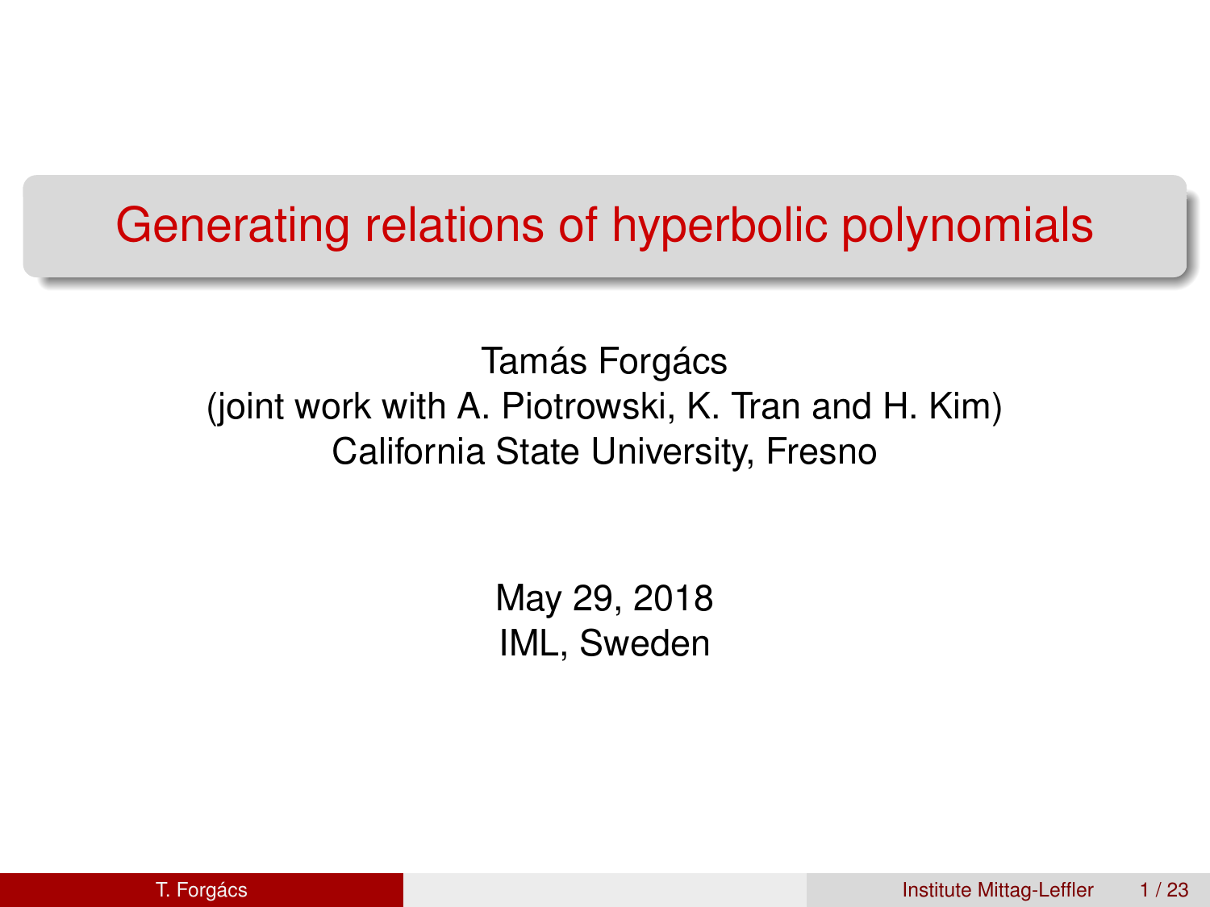# Generating relations of hyperbolic polynomials

Tamás Forgács
(joint work with A. Piotrowski, K. Tran and H. Kim)
California State University, Fresno

May 29, 2018
IML, Sweden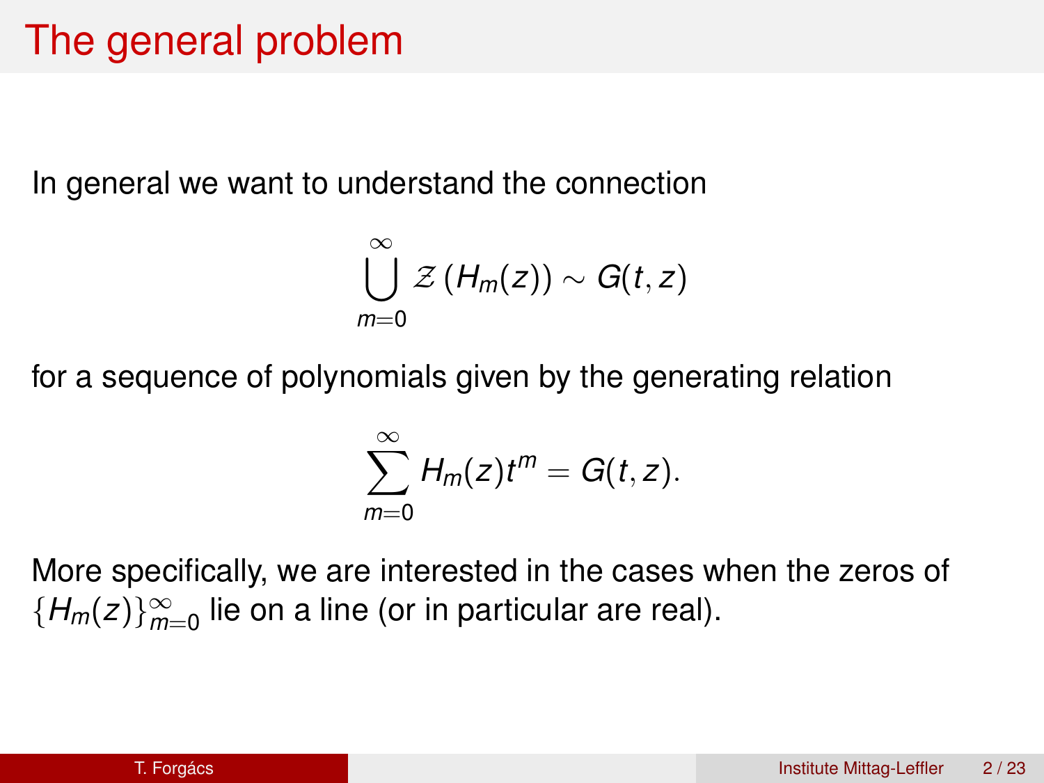# The general problem

In general we want to understand the connection

$$\bigcup_{m=0}^{\infty} \mathcal{Z}\left(H_m(z)\right) \sim G(t,z)$$

for a sequence of polynomials given by the generating relation

$$\sum_{m=0}^{\infty} H_m(z) t^m = G(t,z).$$

More specifically, we are interested in the cases when the zeros of $\{H_m(z)\}_{m=0}^{\infty}$ lie on a line (or in particular are real).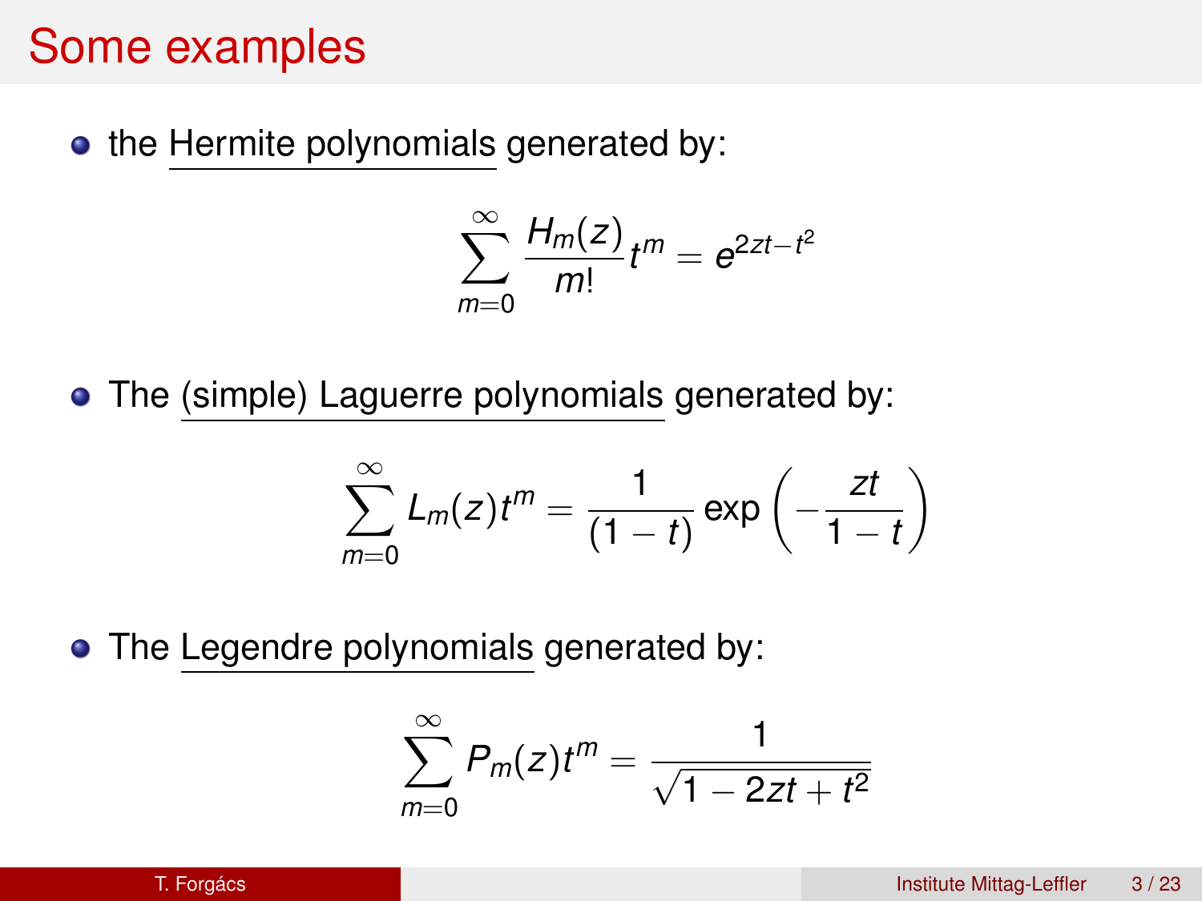# Some examples

- the Hermite polynomials generated by:

$$\sum_{m=0}^{\infty} \frac{H_m(z)}{m!} t^m = e^{2zt - t^2}$$

- The (simple) Laguerre polynomials generated by:

$$\sum_{m=0}^{\infty} L_m(z) t^m = \frac{1}{(1-t)} \exp\left(-\frac{zt}{1-t}\right)$$

- The Legendre polynomials generated by:

$$\sum_{m=0}^{\infty} P_m(z) t^m = \frac{1}{\sqrt{1 - 2zt + t^2}}$$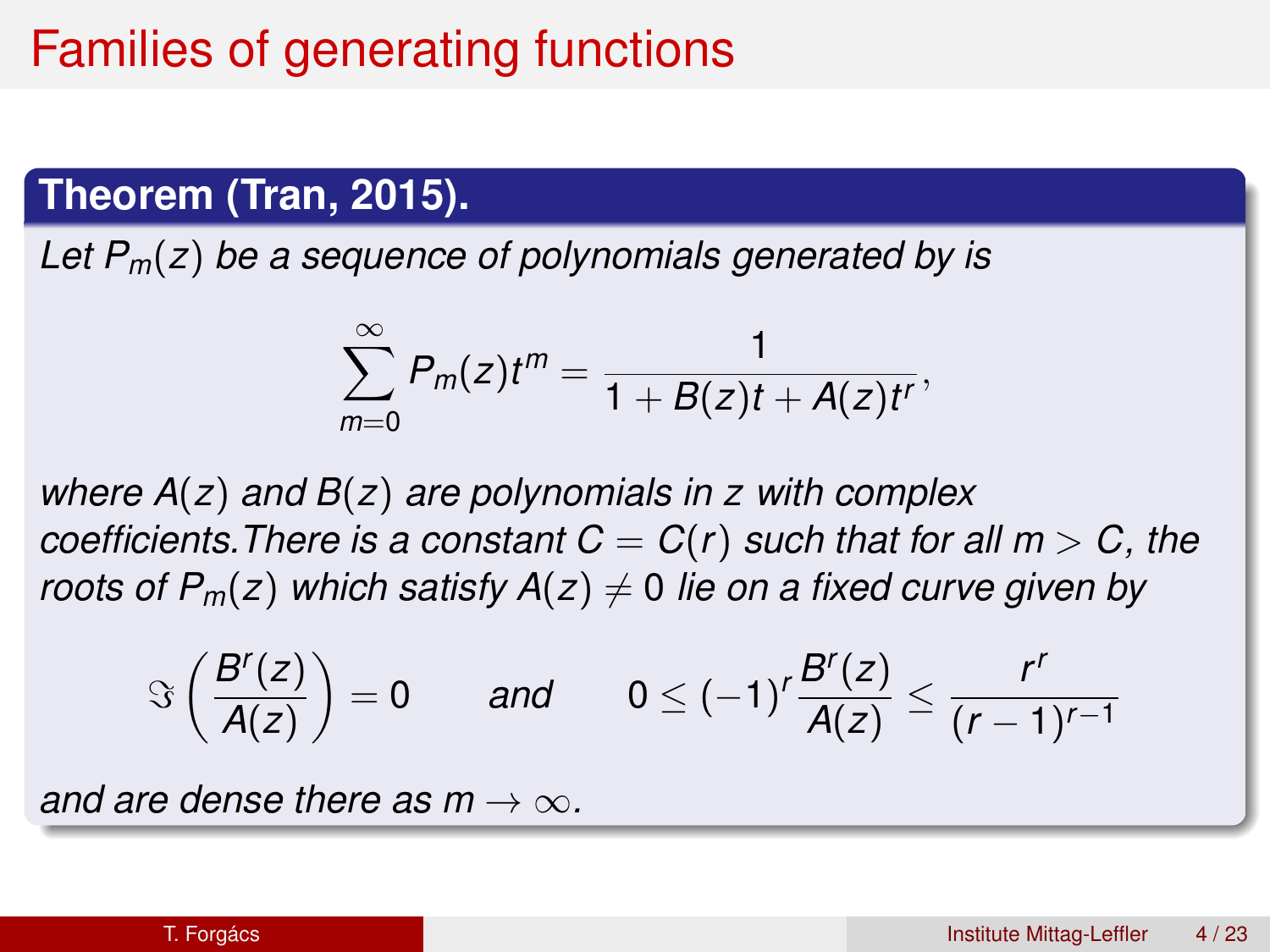# Families of generating functions

**Theorem (Tran, 2015).**

*Let $P_m(z)$ be a sequence of polynomials generated by is*

$$\sum_{m=0}^{\infty} P_m(z)t^m = \frac{1}{1 + B(z)t + A(z)t^r},$$

*where $A(z)$ and $B(z)$ are polynomials in $z$ with complex coefficients.There is a constant $C = C(r)$ such that for all $m > C$, the roots of $P_m(z)$ which satisfy $A(z) \neq 0$ lie on a fixed curve given by*

$$\Im\left(\frac{B^r(z)}{A(z)}\right) = 0 \qquad \text{and} \qquad 0 \leq (-1)^r \frac{B^r(z)}{A(z)} \leq \frac{r^r}{(r-1)^{r-1}}$$

*and are dense there as $m \to \infty$.*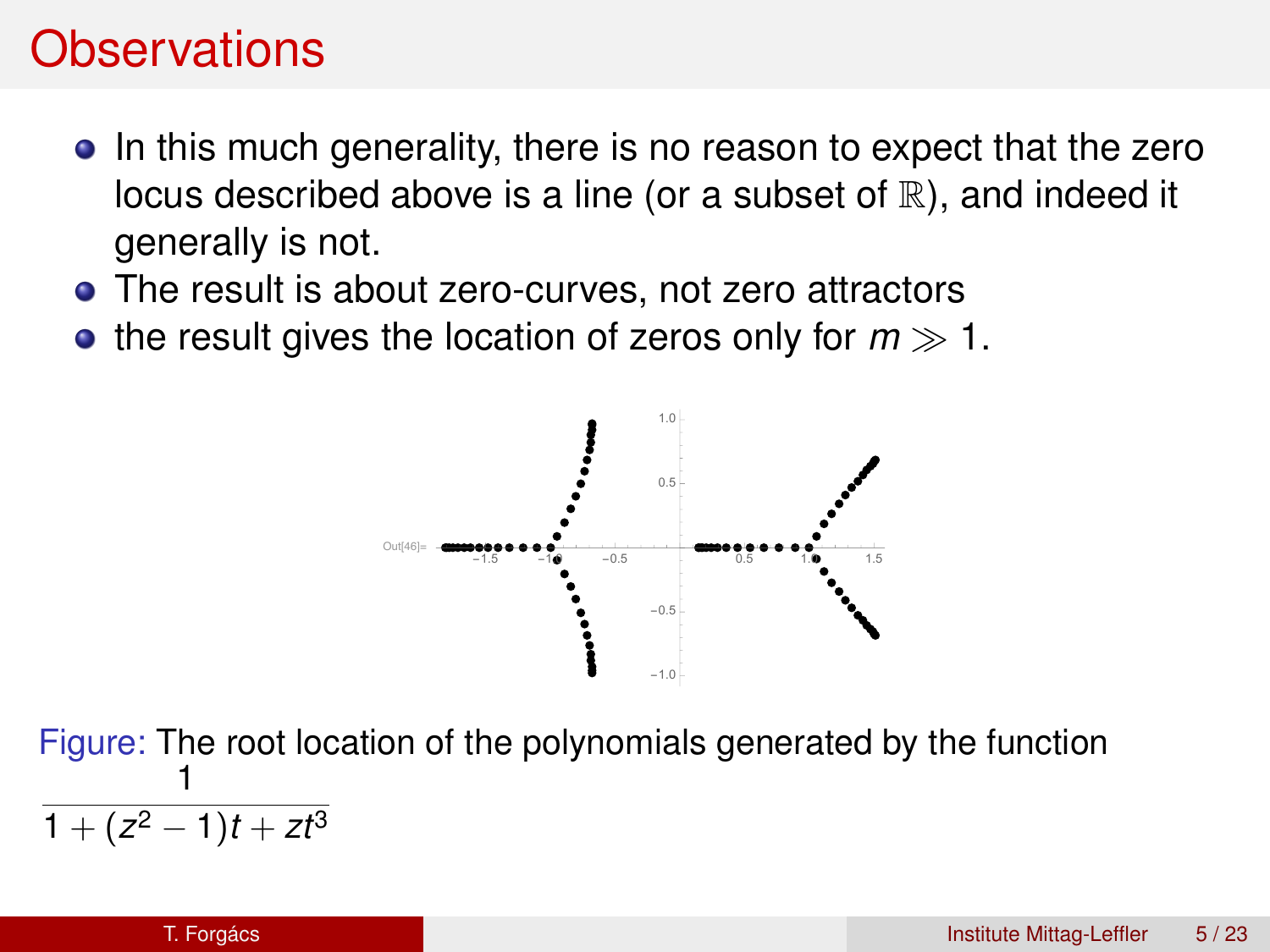# Observations

- In this much generality, there is no reason to expect that the zero locus described above is a line (or a subset of $\mathbb{R}$), and indeed it generally is not.
- The result is about zero-curves, not zero attractors
- the result gives the location of zeros only for $m \gg 1$.

Figure: The root location of the polynomials generated by the function $\dfrac{1}{1 + (z^2 - 1)t + zt^3}$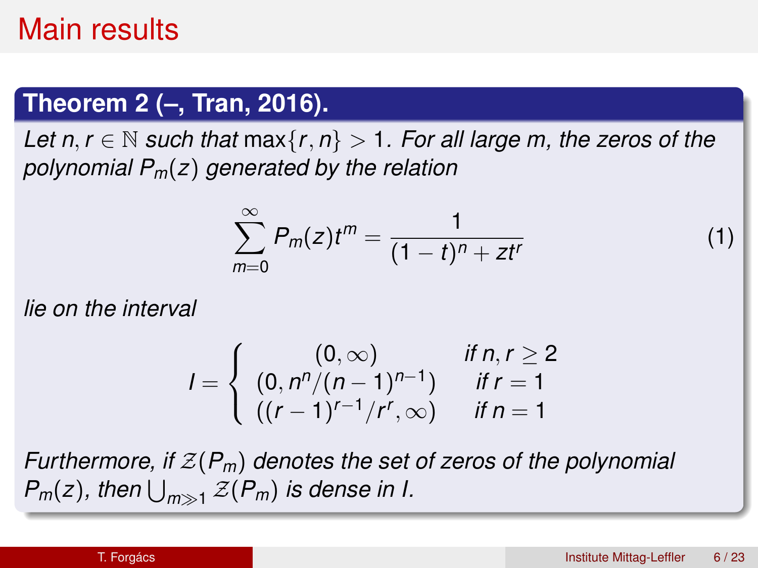# Main results

**Theorem 2 (–, Tran, 2016).**

*Let $n, r \in \mathbb{N}$ such that $\max\{r, n\} > 1$. For all large m, the zeros of the polynomial $P_m(z)$ generated by the relation*

$$\sum_{m=0}^{\infty} P_m(z)t^m = \frac{1}{(1-t)^n + zt^r} \tag{1}$$

*lie on the interval*

$$I = \begin{cases} (0, \infty) & \text{if } n, r \geq 2 \\ (0, n^n/(n-1)^{n-1}) & \text{if } r = 1 \\ ((r-1)^{r-1}/r^r, \infty) & \text{if } n = 1 \end{cases}$$

*Furthermore, if $\mathcal{Z}(P_m)$ denotes the set of zeros of the polynomial $P_m(z)$, then $\bigcup_{m \gg 1} \mathcal{Z}(P_m)$ is dense in I.*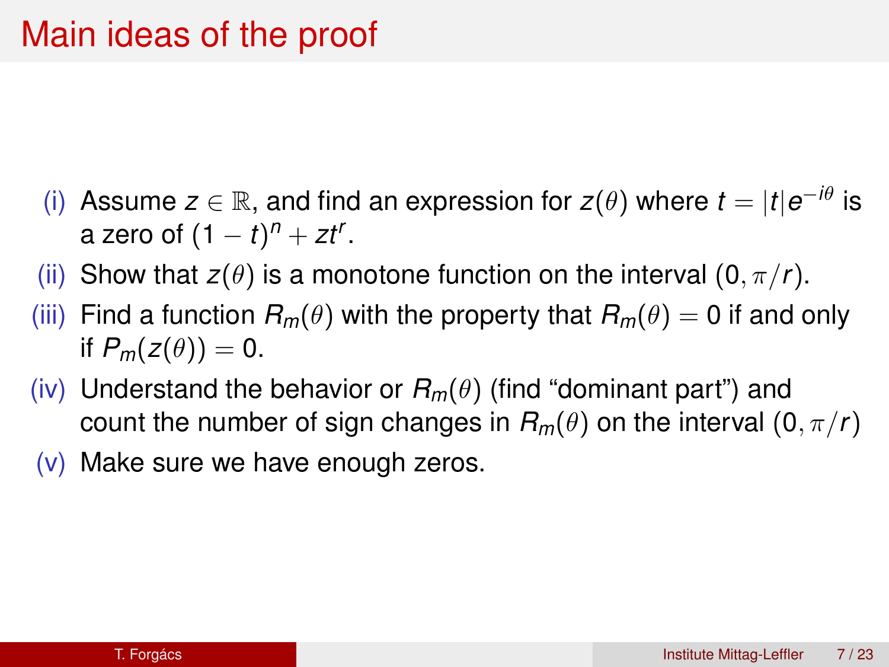# Main ideas of the proof

(i) Assume $z \in \mathbb{R}$, and find an expression for $z(\theta)$ where $t = |t|e^{-i\theta}$ is a zero of $(1-t)^n + zt^r$.

(ii) Show that $z(\theta)$ is a monotone function on the interval $(0, \pi/r)$.

(iii) Find a function $R_m(\theta)$ with the property that $R_m(\theta) = 0$ if and only if $P_m(z(\theta)) = 0$.

(iv) Understand the behavior or $R_m(\theta)$ (find "dominant part") and count the number of sign changes in $R_m(\theta)$ on the interval $(0, \pi/r)$

(v) Make sure we have enough zeros.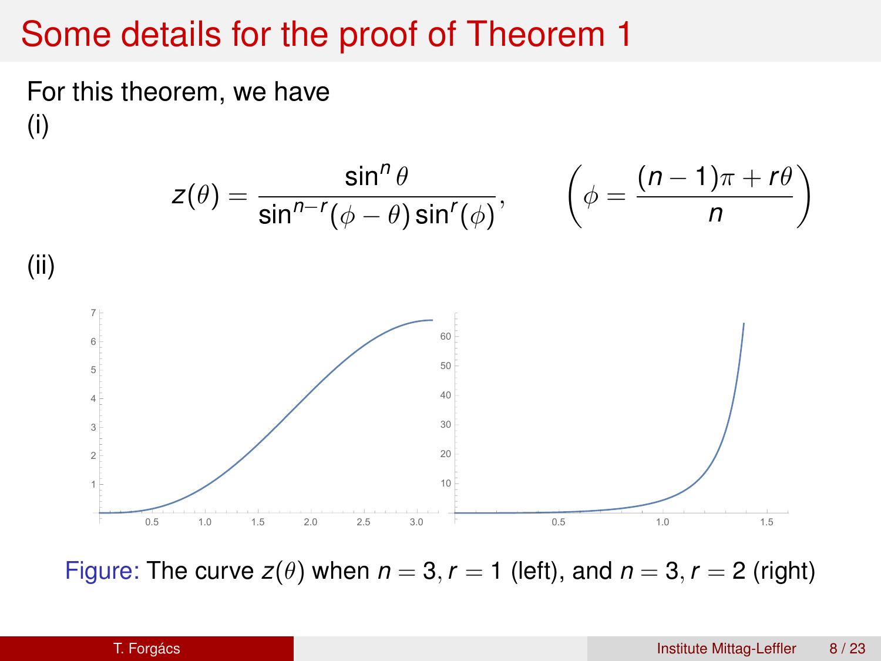# Some details for the proof of Theorem 1

For this theorem, we have

(i)

$$z(\theta) = \frac{\sin^n \theta}{\sin^{n-r}(\phi - \theta)\sin^r(\phi)}, \qquad \left(\phi = \frac{(n-1)\pi + r\theta}{n}\right)$$

(ii)

Figure: The curve $z(\theta)$ when $n = 3, r = 1$ (left), and $n = 3, r = 2$ (right)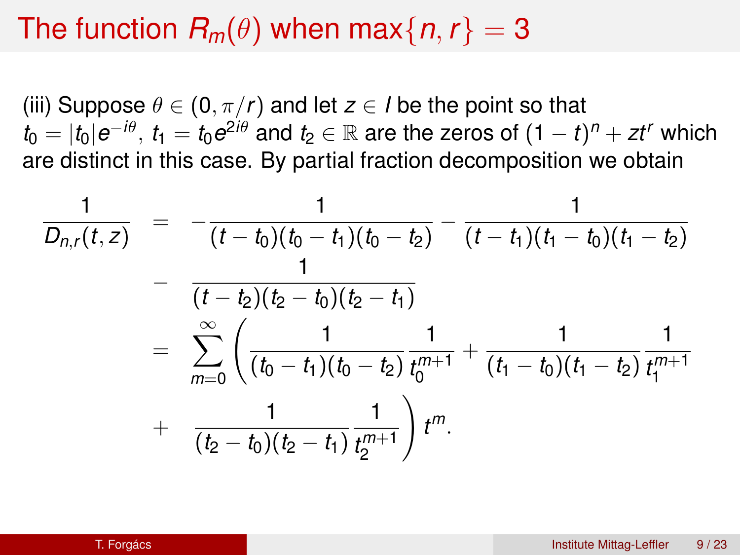# The function $R_m(\theta)$ when $\max\{n, r\} = 3$

(iii) Suppose $\theta \in (0, \pi/r)$ and let $z \in I$ be the point so that $t_0 = |t_0|e^{-i\theta},\ t_1 = t_0 e^{2i\theta}$ and $t_2 \in \mathbb{R}$ are the zeros of $(1-t)^n + zt^r$ which are distinct in this case. By partial fraction decomposition we obtain

$$
\begin{aligned}
\frac{1}{D_{n,r}(t,z)} &= -\frac{1}{(t-t_0)(t_0-t_1)(t_0-t_2)} - \frac{1}{(t-t_1)(t_1-t_0)(t_1-t_2)} \\
&- \frac{1}{(t-t_2)(t_2-t_0)(t_2-t_1)} \\
&= \sum_{m=0}^{\infty} \left( \frac{1}{(t_0-t_1)(t_0-t_2)} \frac{1}{t_0^{m+1}} + \frac{1}{(t_1-t_0)(t_1-t_2)} \frac{1}{t_1^{m+1}} \right. \\
&+ \left. \frac{1}{(t_2-t_0)(t_2-t_1)} \frac{1}{t_2^{m+1}} \right) t^m.
\end{aligned}
$$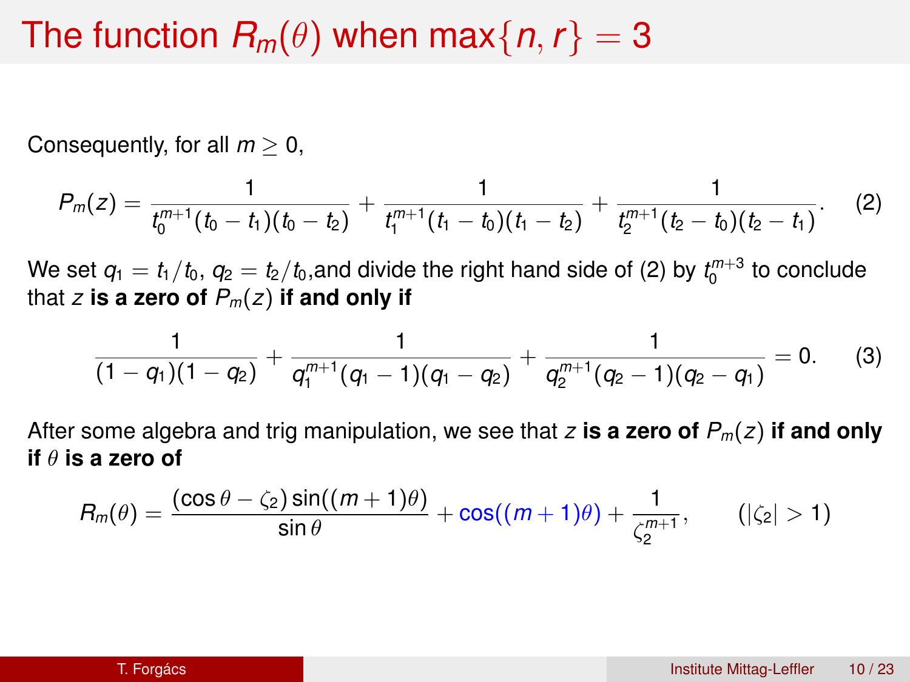# The function $R_m(\theta)$ when $\max\{n, r\} = 3$

Consequently, for all $m \geq 0$,

$$P_m(z) = \frac{1}{t_0^{m+1}(t_0 - t_1)(t_0 - t_2)} + \frac{1}{t_1^{m+1}(t_1 - t_0)(t_1 - t_2)} + \frac{1}{t_2^{m+1}(t_2 - t_0)(t_2 - t_1)}. \quad (2)$$

We set $q_1 = t_1/t_0$, $q_2 = t_2/t_0$,and divide the right hand side of (2) by $t_0^{m+3}$ to conclude that $z$ **is a zero of** $P_m(z)$ **if and only if**

$$\frac{1}{(1 - q_1)(1 - q_2)} + \frac{1}{q_1^{m+1}(q_1 - 1)(q_1 - q_2)} + \frac{1}{q_2^{m+1}(q_2 - 1)(q_2 - q_1)} = 0. \quad (3)$$

After some algebra and trig manipulation, we see that $z$ **is a zero of** $P_m(z)$ **if and only if** $\theta$ **is a zero of**

$$R_m(\theta) = \frac{(\cos\theta - \zeta_2)\sin((m+1)\theta)}{\sin\theta} + \cos((m+1)\theta) + \frac{1}{\zeta_2^{m+1}}, \qquad (|\zeta_2| > 1)$$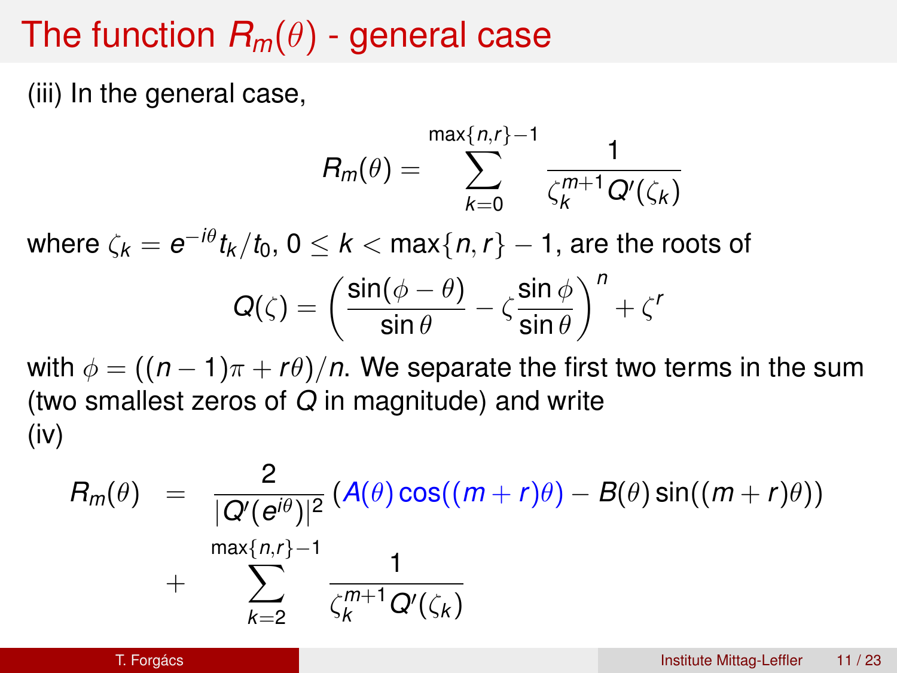# The function $R_m(\theta)$ - general case

(iii) In the general case,

$$R_m(\theta) = \sum_{k=0}^{\max\{n,r\}-1} \frac{1}{\zeta_k^{m+1} Q'(\zeta_k)}$$

where $\zeta_k = e^{-i\theta} t_k / t_0$, $0 \leq k < \max\{n, r\} - 1$, are the roots of

$$Q(\zeta) = \left( \frac{\sin(\phi - \theta)}{\sin \theta} - \zeta \frac{\sin \phi}{\sin \theta} \right)^n + \zeta^r$$

with $\phi = ((n-1)\pi + r\theta)/n$. We separate the first two terms in the sum (two smallest zeros of $Q$ in magnitude) and write

(iv)

$$\begin{aligned} R_m(\theta) &= \frac{2}{|Q'(e^{i\theta})|^2} \left( A(\theta) \cos((m+r)\theta) - B(\theta) \sin((m+r)\theta) \right) \\ &+ \sum_{k=2}^{\max\{n,r\}-1} \frac{1}{\zeta_k^{m+1} Q'(\zeta_k)} \end{aligned}$$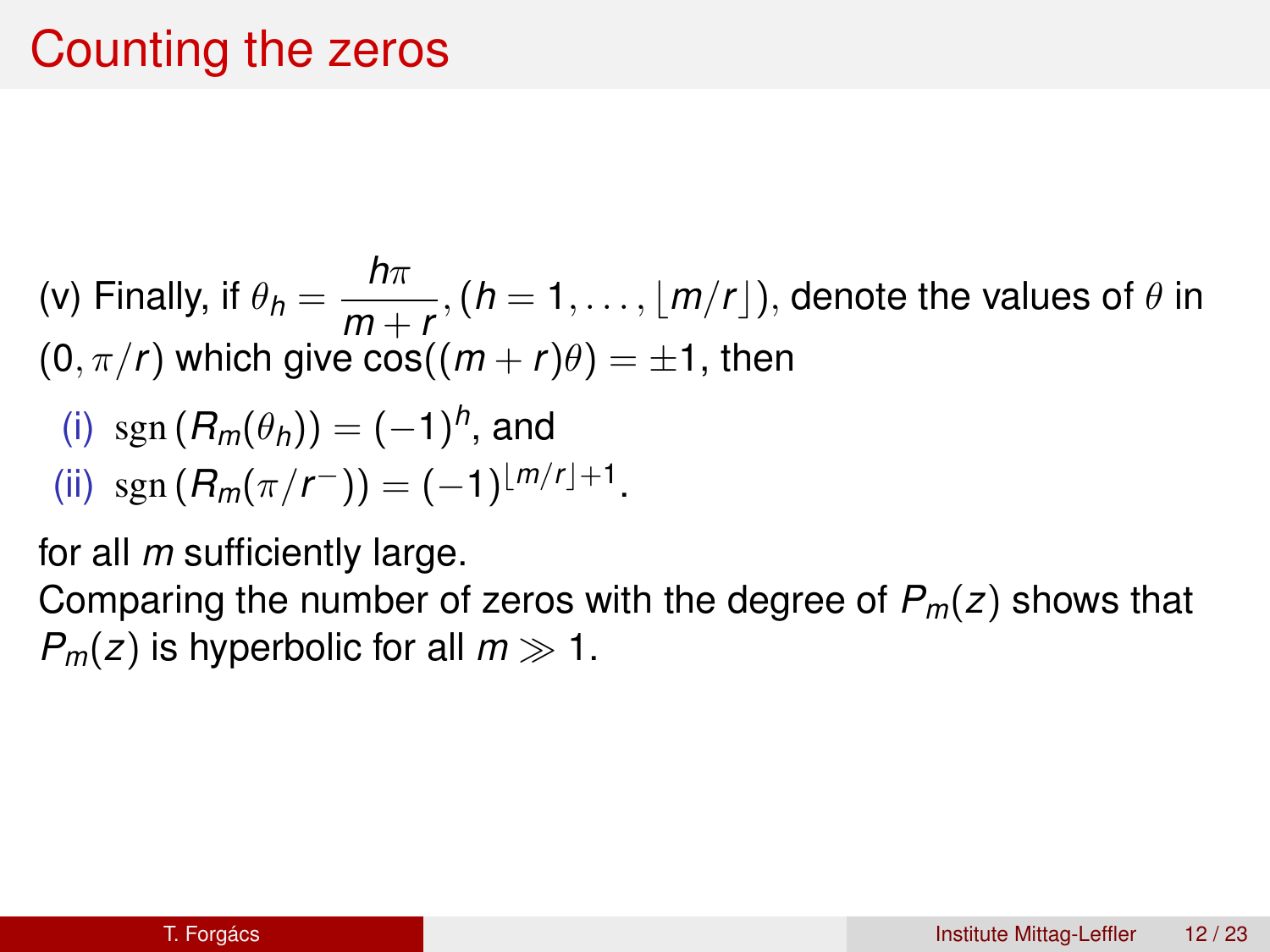# Counting the zeros

(v) Finally, if $\theta_h = \dfrac{h\pi}{m+r}, (h = 1, \ldots, \lfloor m/r \rfloor)$, denote the values of $\theta$ in $(0, \pi/r)$ which give $\cos((m+r)\theta) = \pm 1$, then

- (i) $\operatorname{sgn}(R_m(\theta_h)) = (-1)^h$, and
- (ii) $\operatorname{sgn}(R_m(\pi/r^-)) = (-1)^{\lfloor m/r \rfloor + 1}$.

for all $m$ sufficiently large.

Comparing the number of zeros with the degree of $P_m(z)$ shows that $P_m(z)$ is hyperbolic for all $m \gg 1$.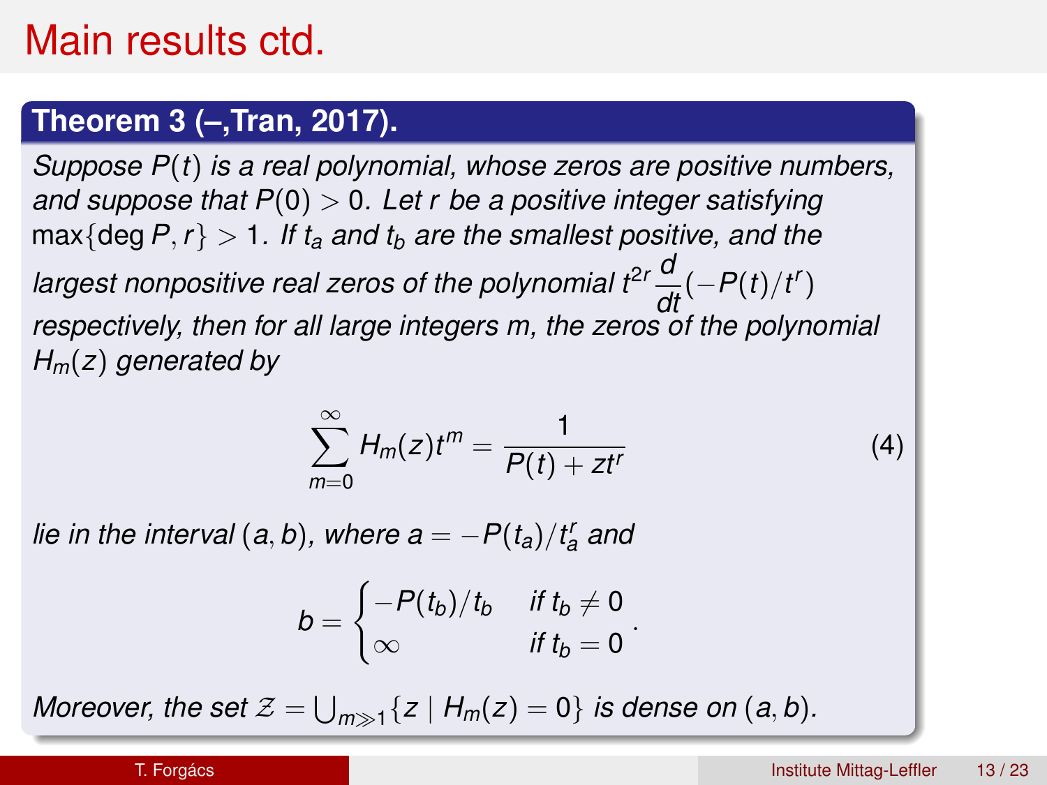# Main results ctd.

**Theorem 3 (–,Tran, 2017).**

*Suppose $P(t)$ is a real polynomial, whose zeros are positive numbers, and suppose that $P(0) > 0$. Let $r$ be a positive integer satisfying* $\max\{\deg P, r\} > 1$. *If $t_a$ and $t_b$ are the smallest positive, and the largest nonpositive real zeros of the polynomial $t^{2r}\frac{d}{dt}(-P(t)/t^r)$ respectively, then for all large integers $m$, the zeros of the polynomial $H_m(z)$ generated by*

$$\sum_{m=0}^{\infty} H_m(z)t^m = \frac{1}{P(t) + zt^r} \tag{4}$$

*lie in the interval $(a, b)$, where $a = -P(t_a)/t_a^r$ and*

$$b = \begin{cases} -P(t_b)/t_b & \text{if } t_b \neq 0 \\ \infty & \text{if } t_b = 0 \end{cases}.$$

*Moreover, the set $\mathcal{Z} = \bigcup_{m \gg 1}\{z \mid H_m(z) = 0\}$ is dense on $(a, b)$.*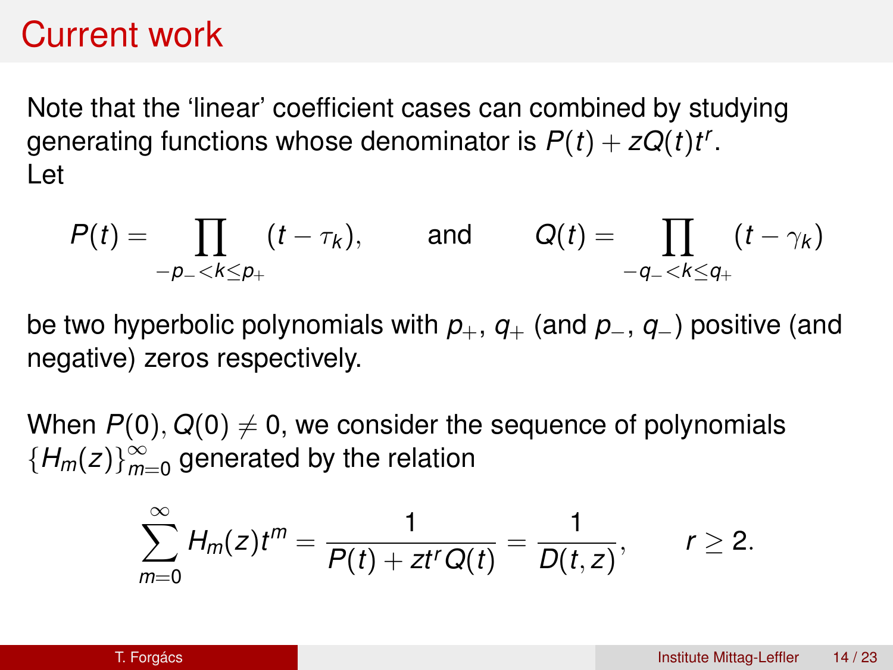# Current work

Note that the 'linear' coefficient cases can combined by studying generating functions whose denominator is $P(t) + zQ(t)t^r$.
Let

$$P(t) = \prod_{-p_- < k \leq p_+} (t - \tau_k), \qquad \text{and} \qquad Q(t) = \prod_{-q_- < k \leq q_+} (t - \gamma_k)$$

be two hyperbolic polynomials with $p_+$, $q_+$ (and $p_-$, $q_-$) positive (and negative) zeros respectively.

When $P(0), Q(0) \neq 0$, we consider the sequence of polynomials $\{H_m(z)\}_{m=0}^{\infty}$ generated by the relation

$$\sum_{m=0}^{\infty} H_m(z)t^m = \frac{1}{P(t) + zt^r Q(t)} = \frac{1}{D(t,z)}, \qquad r \geq 2.$$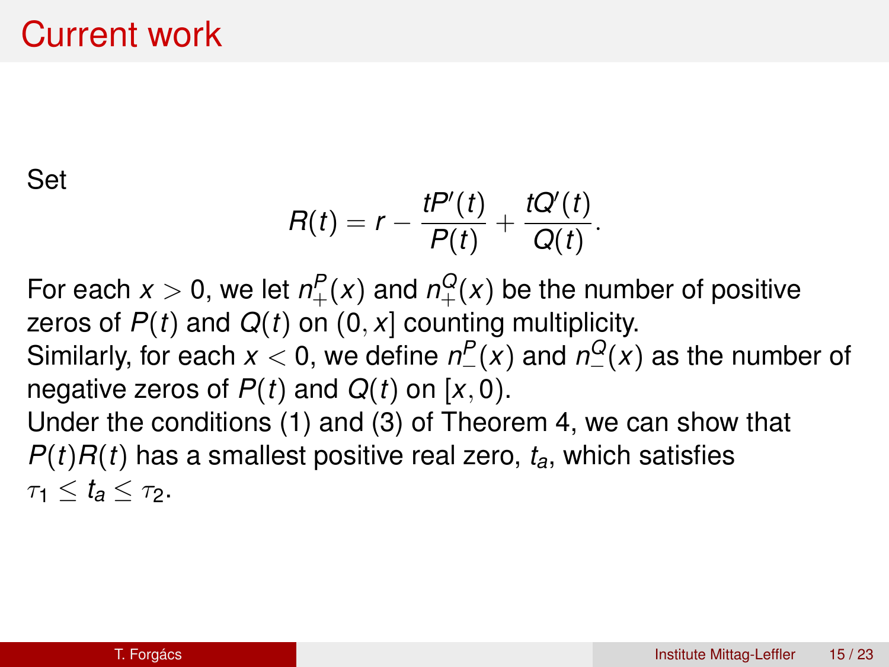# Current work

Set

$$R(t) = r - \frac{tP'(t)}{P(t)} + \frac{tQ'(t)}{Q(t)}.$$

For each $x > 0$, we let $n_+^P(x)$ and $n_+^Q(x)$ be the number of positive zeros of $P(t)$ and $Q(t)$ on $(0, x]$ counting multiplicity.
Similarly, for each $x < 0$, we define $n_-^P(x)$ and $n_-^Q(x)$ as the number of negative zeros of $P(t)$ and $Q(t)$ on $[x, 0)$.
Under the conditions (1) and (3) of Theorem 4, we can show that $P(t)R(t)$ has a smallest positive real zero, $t_a$, which satisfies $\tau_1 \leq t_a \leq \tau_2$.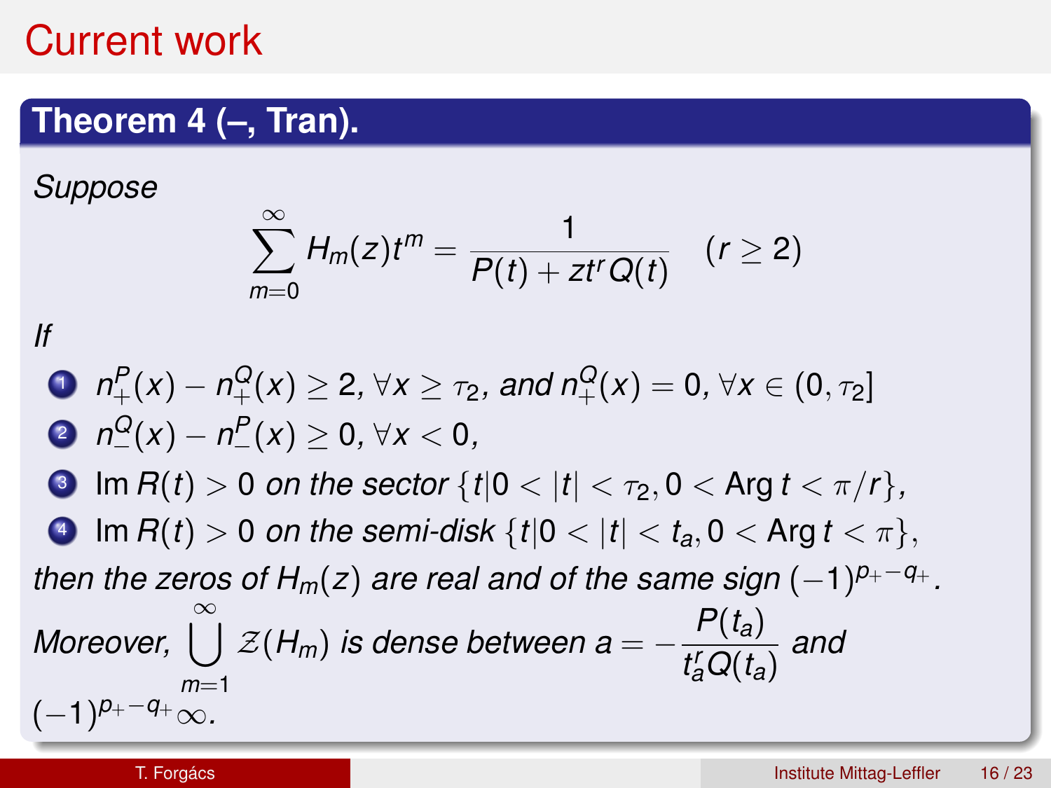# Current work

**Theorem 4 (–, Tran).**

*Suppose*

$$\sum_{m=0}^{\infty} H_m(z)t^m = \frac{1}{P(t) + zt^r Q(t)} \quad (r \geq 2)$$

*If*

1. $n_+^P(x) - n_+^Q(x) \geq 2$, $\forall x \geq \tau_2$, *and* $n_+^Q(x) = 0$, $\forall x \in (0, \tau_2]$
2. $n_-^Q(x) - n_-^P(x) \geq 0$, $\forall x < 0$,
3. $\operatorname{Im} R(t) > 0$ *on the sector* $\{t | 0 < |t| < \tau_2, 0 < \operatorname{Arg} t < \pi/r\}$,
4. $\operatorname{Im} R(t) > 0$ *on the semi-disk* $\{t | 0 < |t| < t_a, 0 < \operatorname{Arg} t < \pi\}$,

*then the zeros of* $H_m(z)$ *are real and of the same sign* $(-1)^{p_+ - q_+}$.

*Moreover,* $\bigcup_{m=1}^{\infty} \mathcal{Z}(H_m)$ *is dense between* $a = -\dfrac{P(t_a)}{t_a^r Q(t_a)}$ *and* $(-1)^{p_+ - q_+}\infty$.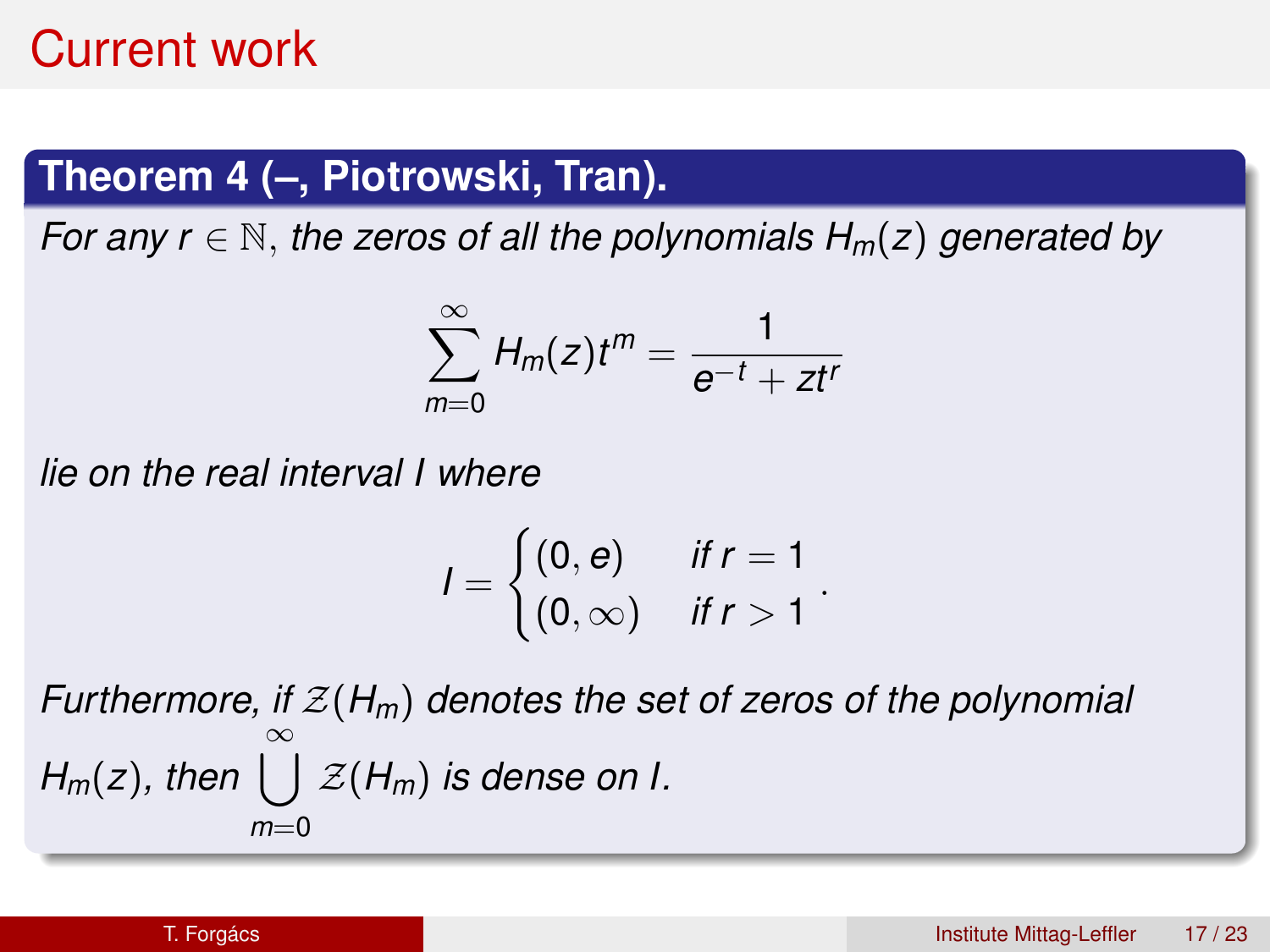# Current work

**Theorem 4 (–, Piotrowski, Tran).**

*For any $r \in \mathbb{N}$, the zeros of all the polynomials $H_m(z)$ generated by*

$$\sum_{m=0}^{\infty} H_m(z) t^m = \frac{1}{e^{-t} + zt^r}$$

*lie on the real interval $I$ where*

$$I = \begin{cases} (0, e) & \text{if } r = 1 \\ (0, \infty) & \text{if } r > 1 \end{cases}.$$

*Furthermore, if $\mathcal{Z}(H_m)$ denotes the set of zeros of the polynomial $H_m(z)$, then $\bigcup_{m=0}^{\infty} \mathcal{Z}(H_m)$ is dense on $I$.*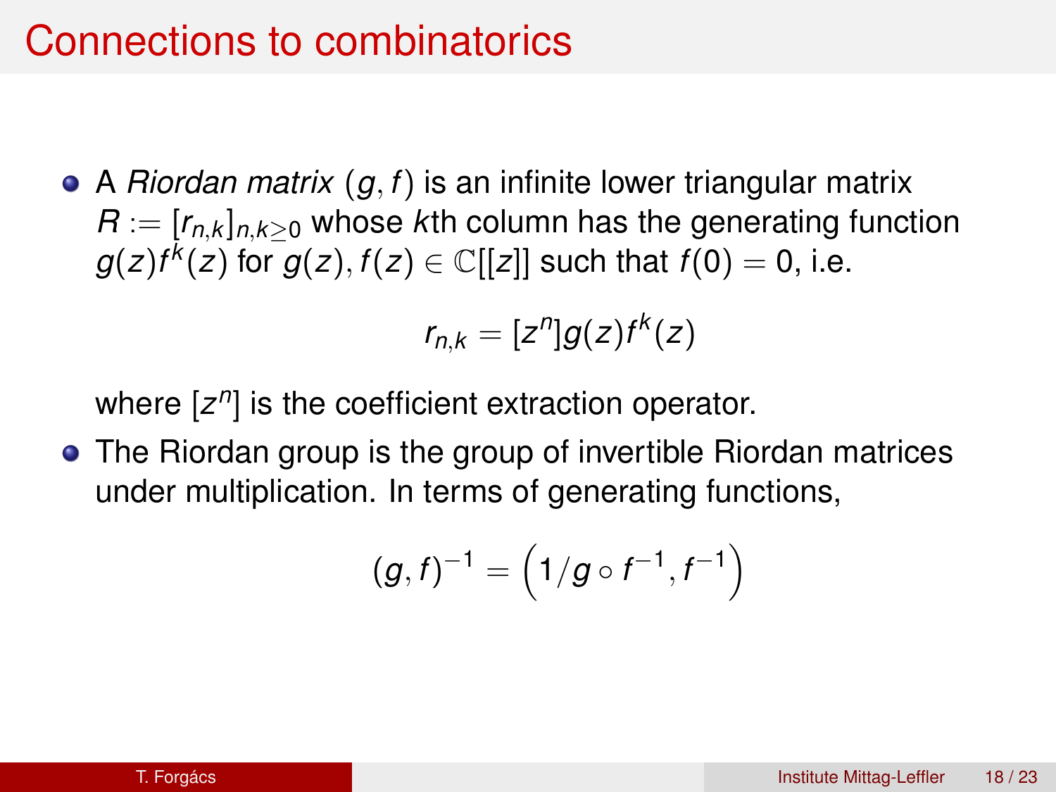# Connections to combinatorics

- A *Riordan matrix* $(g, f)$ is an infinite lower triangular matrix $R := [r_{n,k}]_{n,k \geq 0}$ whose $k$th column has the generating function $g(z)f^k(z)$ for $g(z), f(z) \in \mathbb{C}[[z]]$ such that $f(0) = 0$, i.e.

$$r_{n,k} = [z^n]g(z)f^k(z)$$

  where $[z^n]$ is the coefficient extraction operator.

- The Riordan group is the group of invertible Riordan matrices under multiplication. In terms of generating functions,

$$(g, f)^{-1} = \left(1/g \circ f^{-1}, f^{-1}\right)$$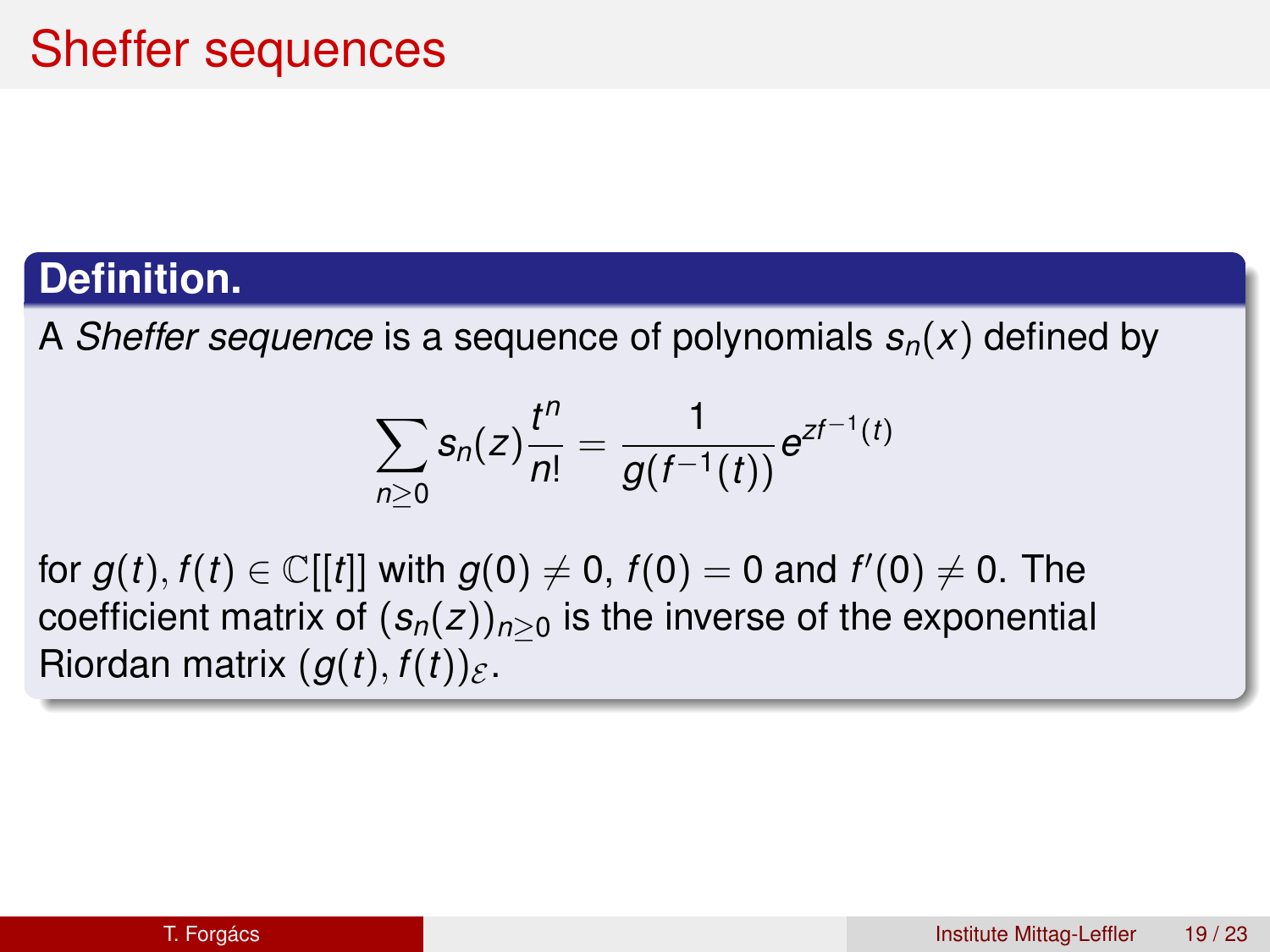# Sheffer sequences

**Definition.**

A *Sheffer sequence* is a sequence of polynomials $s_n(x)$ defined by

$$\sum_{n\geq 0} s_n(z)\frac{t^n}{n!} = \frac{1}{g(f^{-1}(t))}e^{zf^{-1}(t)}$$

for $g(t), f(t) \in \mathbb{C}[[t]]$ with $g(0) \neq 0$, $f(0) = 0$ and $f'(0) \neq 0$. The coefficient matrix of $(s_n(z))_{n\geq 0}$ is the inverse of the exponential Riordan matrix $(g(t), f(t))_{\mathcal{E}}$.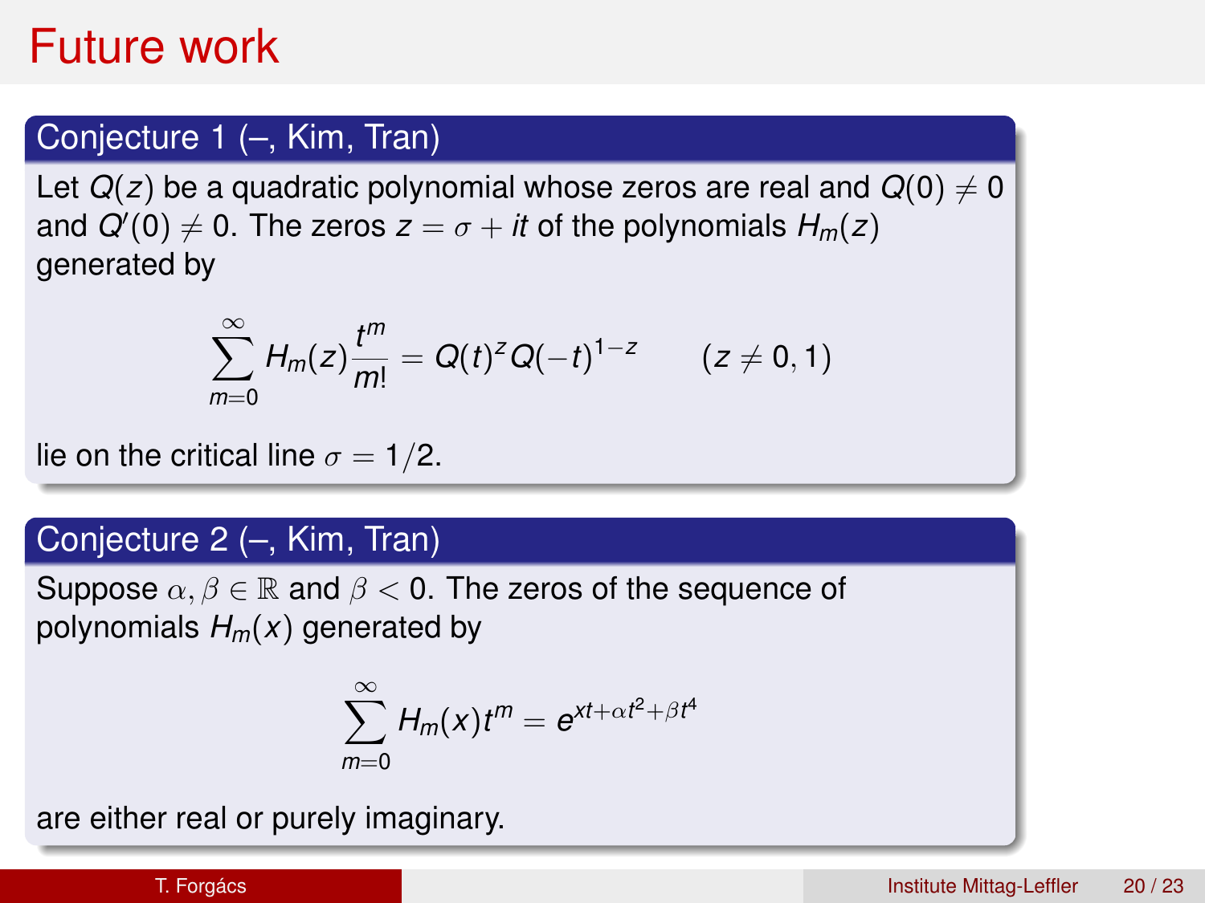# Future work

**Conjecture 1 (–, Kim, Tran)**

Let $Q(z)$ be a quadratic polynomial whose zeros are real and $Q(0) \neq 0$ and $Q'(0) \neq 0$. The zeros $z = \sigma + it$ of the polynomials $H_m(z)$ generated by

$$\sum_{m=0}^{\infty} H_m(z) \frac{t^m}{m!} = Q(t)^z Q(-t)^{1-z} \qquad (z \neq 0, 1)$$

lie on the critical line $\sigma = 1/2$.

**Conjecture 2 (–, Kim, Tran)**

Suppose $\alpha, \beta \in \mathbb{R}$ and $\beta < 0$. The zeros of the sequence of polynomials $H_m(x)$ generated by

$$\sum_{m=0}^{\infty} H_m(x) t^m = e^{xt + \alpha t^2 + \beta t^4}$$

are either real or purely imaginary.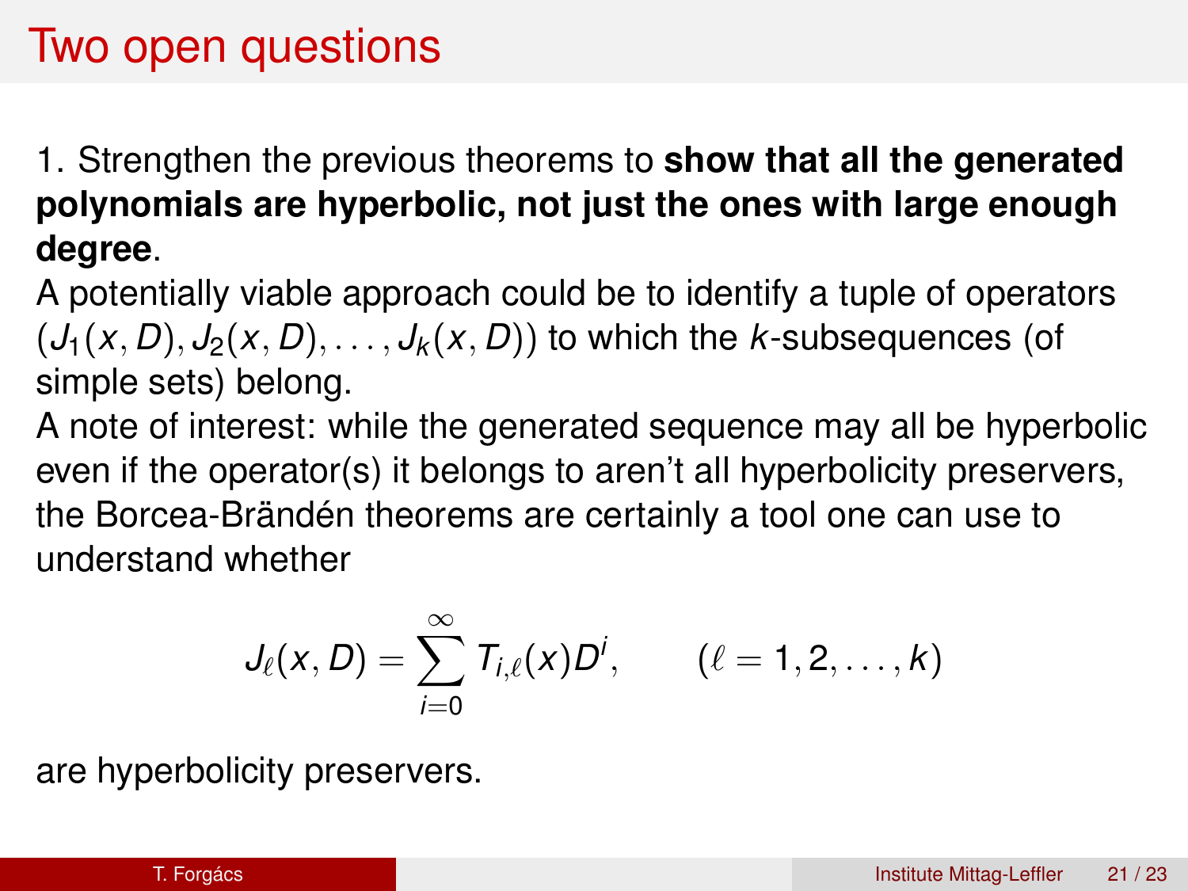# Two open questions

1. Strengthen the previous theorems to **show that all the generated polynomials are hyperbolic, not just the ones with large enough degree**.

A potentially viable approach could be to identify a tuple of operators $(J_1(x, D), J_2(x, D), \ldots, J_k(x, D))$ to which the $k$-subsequences (of simple sets) belong.

A note of interest: while the generated sequence may all be hyperbolic even if the operator(s) it belongs to aren't all hyperbolicity preservers, the Borcea-Brändén theorems are certainly a tool one can use to understand whether

$$J_\ell(x, D) = \sum_{i=0}^{\infty} T_{i,\ell}(x) D^i, \qquad (\ell = 1, 2, \ldots, k)$$

are hyperbolicity preservers.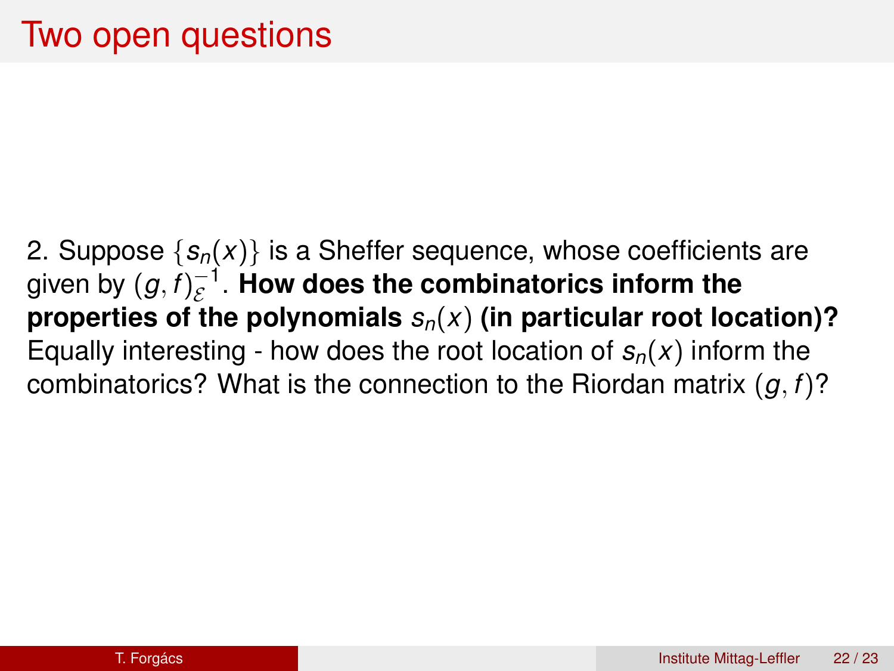# Two open questions

2. Suppose $\{s_n(x)\}$ is a Sheffer sequence, whose coefficients are given by $(g, f)_{\mathcal{E}}^{-1}$. **How does the combinatorics inform the properties of the polynomials $s_n(x)$ (in particular root location)?** Equally interesting - how does the root location of $s_n(x)$ inform the combinatorics? What is the connection to the Riordan matrix $(g, f)$?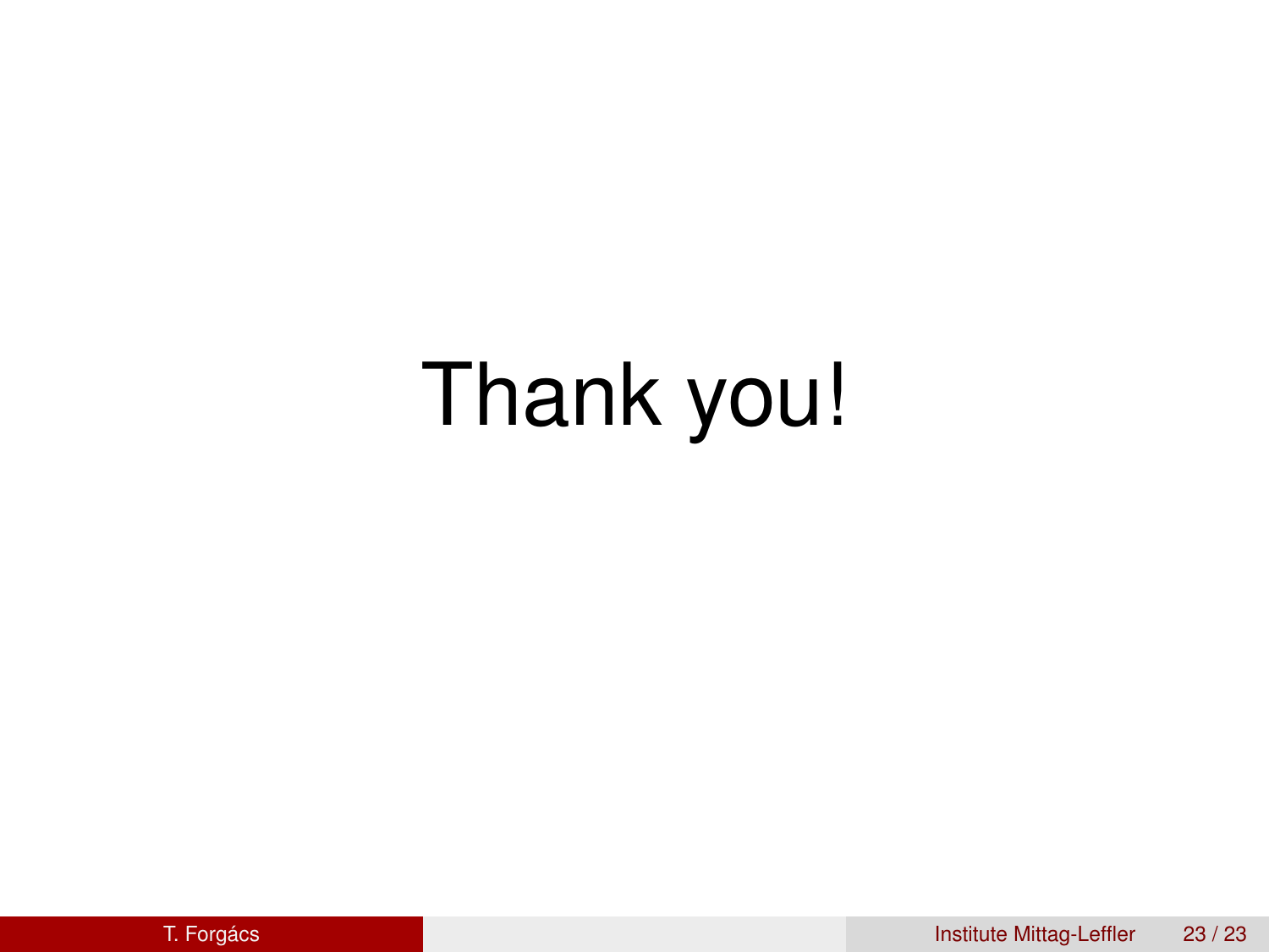# Thank you!